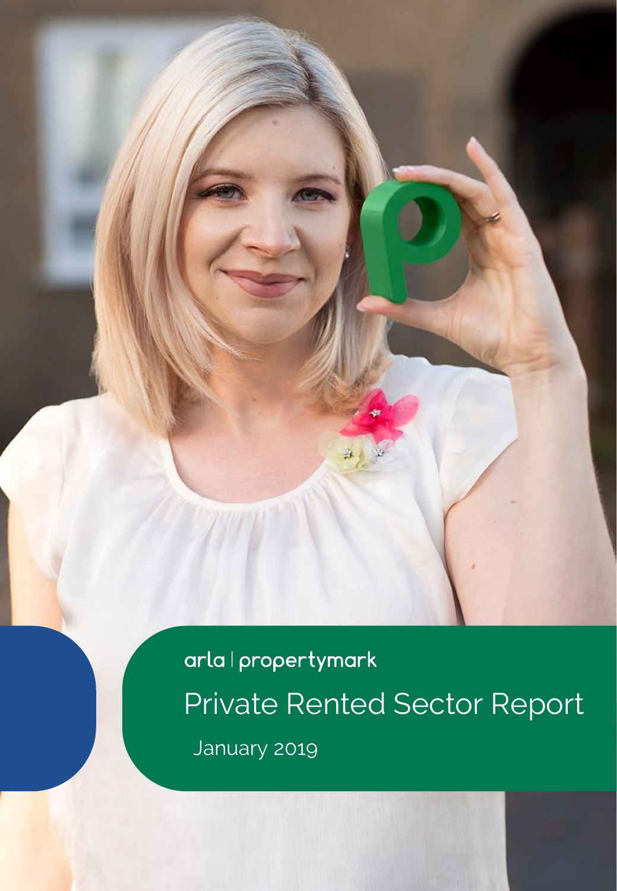arla | propertymark

# Private Rented Sector Report

January 2019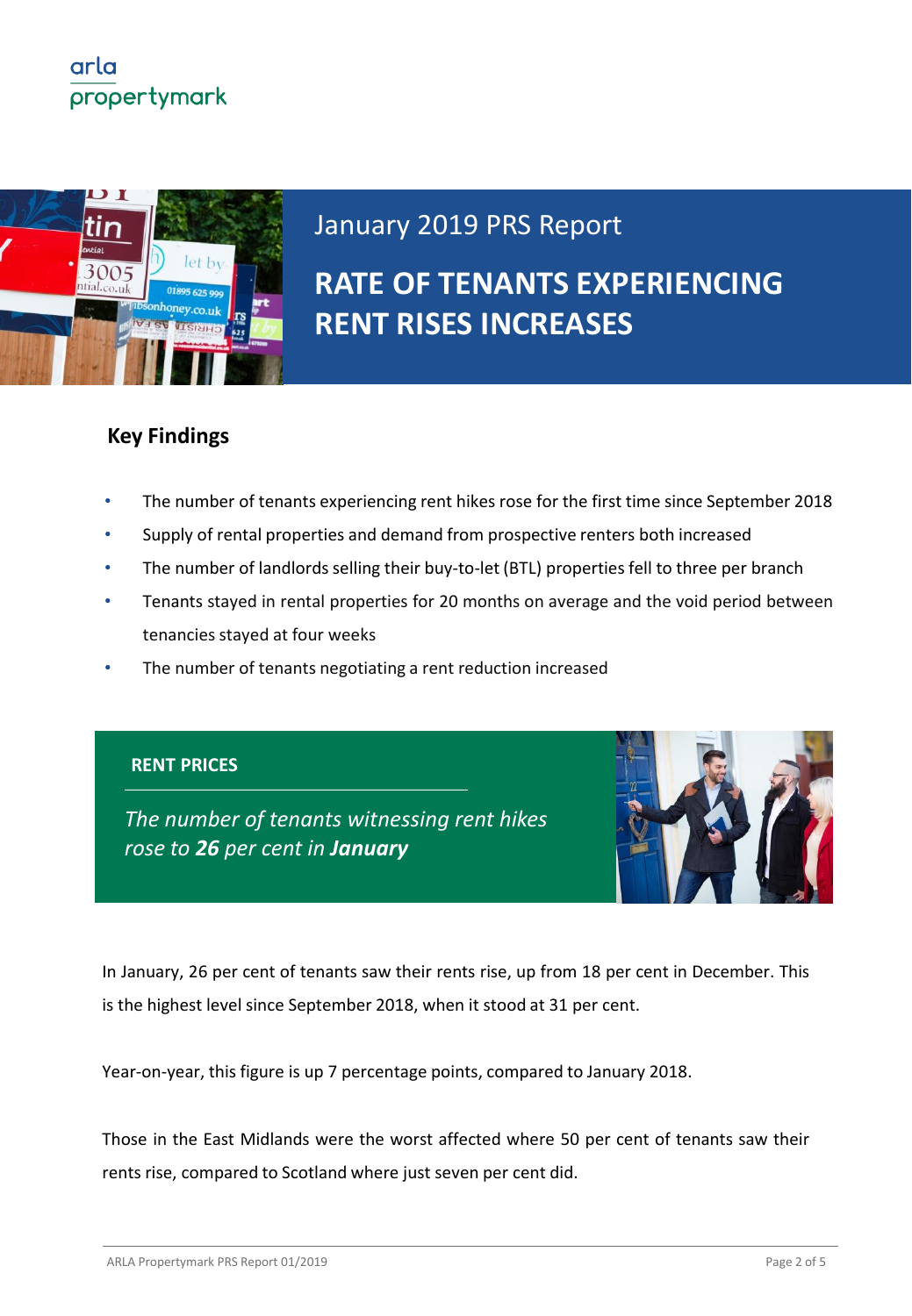arla propertymark

January 2019 PRS Report

# RATE OF TENANTS EXPERIENCING RENT RISES INCREASES

## Key Findings

- The number of tenants experiencing rent hikes rose for the first time since September 2018
- Supply of rental properties and demand from prospective renters both increased
- The number of landlords selling their buy-to-let (BTL) properties fell to three per branch
- Tenants stayed in rental properties for 20 months on average and the void period between tenancies stayed at four weeks
- The number of tenants negotiating a rent reduction increased

## RENT PRICES

*The number of tenants witnessing rent hikes rose to **26** per cent in **January***

In January, 26 per cent of tenants saw their rents rise, up from 18 per cent in December. This is the highest level since September 2018, when it stood at 31 per cent.

Year-on-year, this figure is up 7 percentage points, compared to January 2018.

Those in the East Midlands were the worst affected where 50 per cent of tenants saw their rents rise, compared to Scotland where just seven per cent did.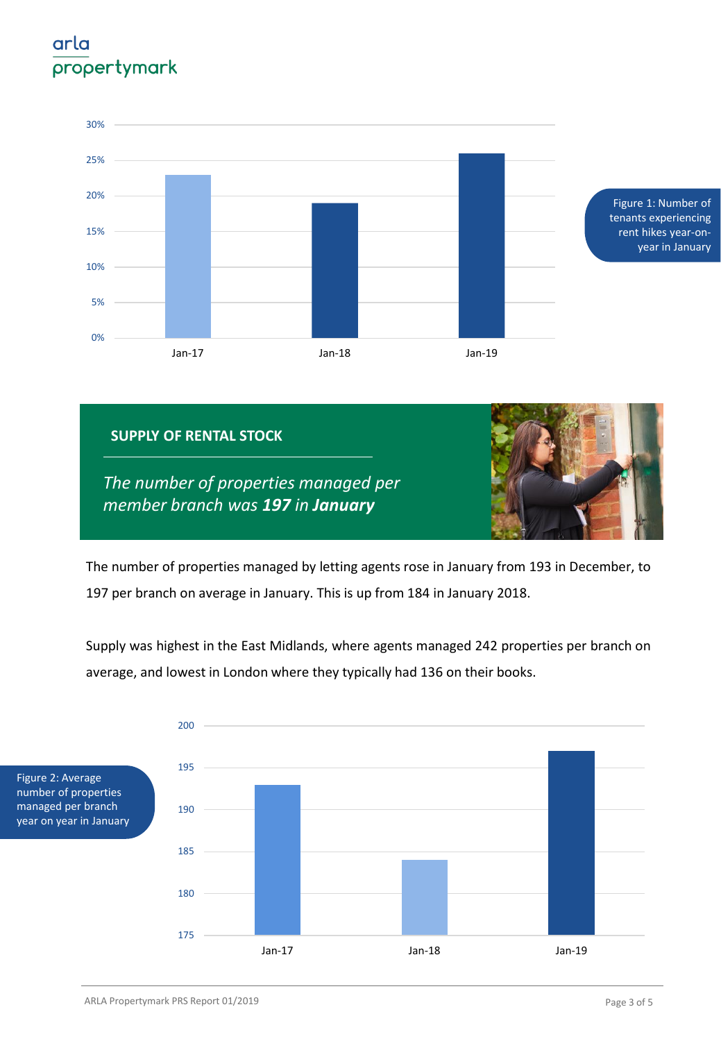Figure 1: Number of tenants experiencing rent hikes year-on-year in January

## SUPPLY OF RENTAL STOCK

*The number of properties managed per member branch was **197** in **January***

The number of properties managed by letting agents rose in January from 193 in December, to 197 per branch on average in January. This is up from 184 in January 2018.

Supply was highest in the East Midlands, where agents managed 242 properties per branch on average, and lowest in London where they typically had 136 on their books.

Figure 2: Average number of properties managed per branch year on year in January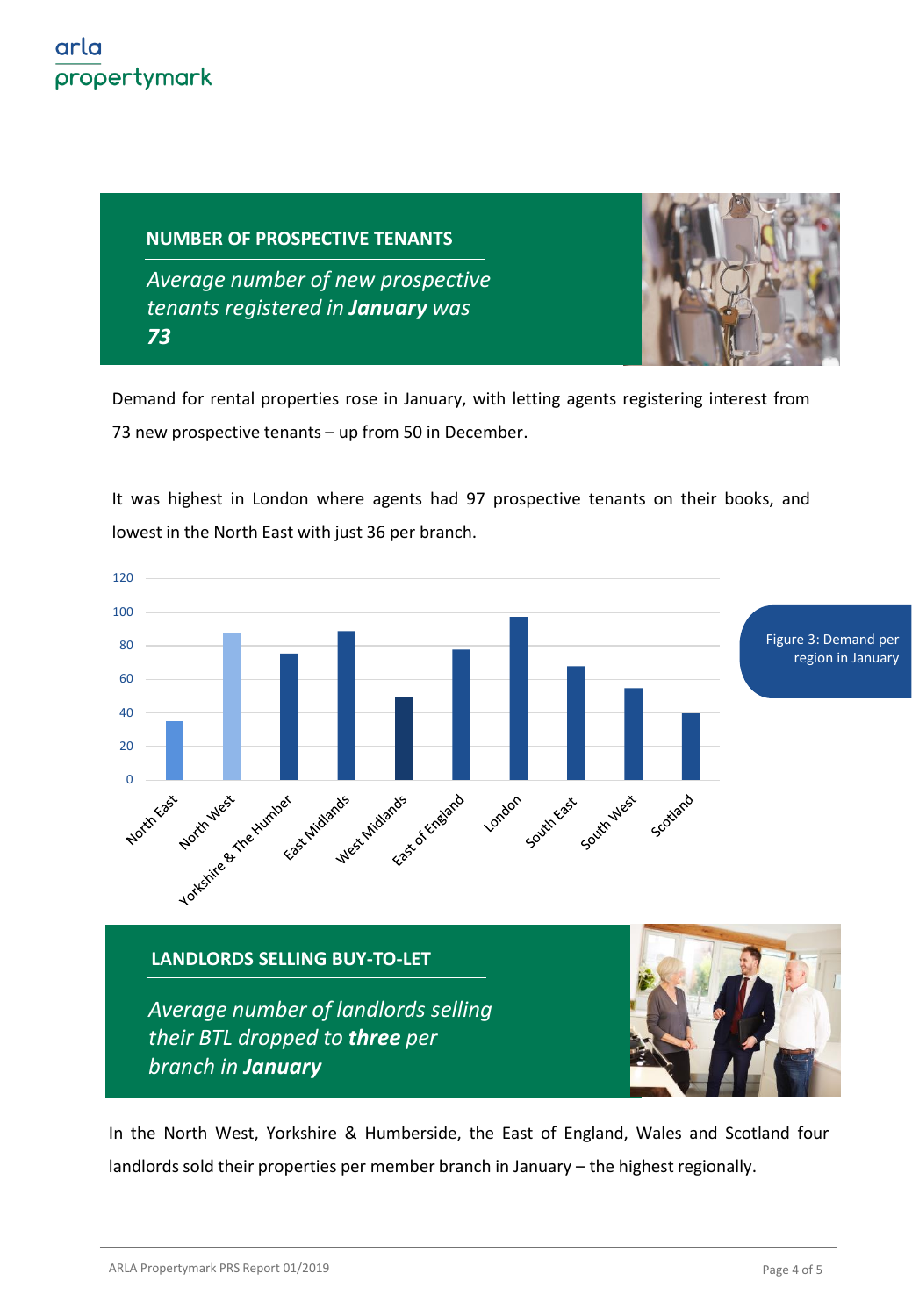## NUMBER OF PROSPECTIVE TENANTS

*Average number of new prospective tenants registered in **January** was **73***

Demand for rental properties rose in January, with letting agents registering interest from 73 new prospective tenants – up from 50 in December.

It was highest in London where agents had 97 prospective tenants on their books, and lowest in the North East with just 36 per branch.

Figure 3: Demand per region in January

## LANDLORDS SELLING BUY-TO-LET

*Average number of landlords selling their BTL dropped to **three** per branch in **January***

In the North West, Yorkshire & Humberside, the East of England, Wales and Scotland four landlords sold their properties per member branch in January – the highest regionally.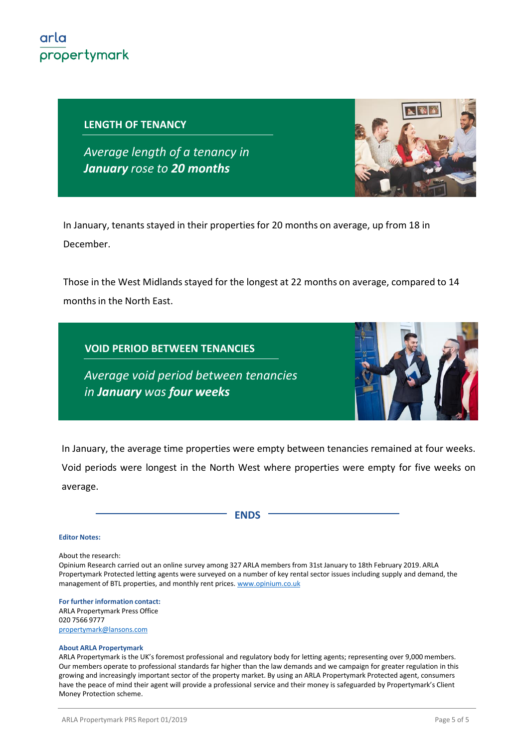## LENGTH OF TENANCY

*Average length of a tenancy in **January** rose to **20 months***

In January, tenants stayed in their properties for 20 months on average, up from 18 in December.

Those in the West Midlands stayed for the longest at 22 months on average, compared to 14 months in the North East.

## VOID PERIOD BETWEEN TENANCIES

*Average void period between tenancies in **January** was **four weeks***

In January, the average time properties were empty between tenancies remained at four weeks. Void periods were longest in the North West where properties were empty for five weeks on average.

**ENDS**

**Editor Notes:**

About the research:
Opinium Research carried out an online survey among 327 ARLA members from 31st January to 18th February 2019. ARLA Propertymark Protected letting agents were surveyed on a number of key rental sector issues including supply and demand, the management of BTL properties, and monthly rent prices. www.opinium.co.uk

**For further information contact:**
ARLA Propertymark Press Office
020 7566 9777
propertymark@lansons.com

**About ARLA Propertymark**
ARLA Propertymark is the UK's foremost professional and regulatory body for letting agents; representing over 9,000 members. Our members operate to professional standards far higher than the law demands and we campaign for greater regulation in this growing and increasingly important sector of the property market. By using an ARLA Propertymark Protected agent, consumers have the peace of mind their agent will provide a professional service and their money is safeguarded by Propertymark's Client Money Protection scheme.